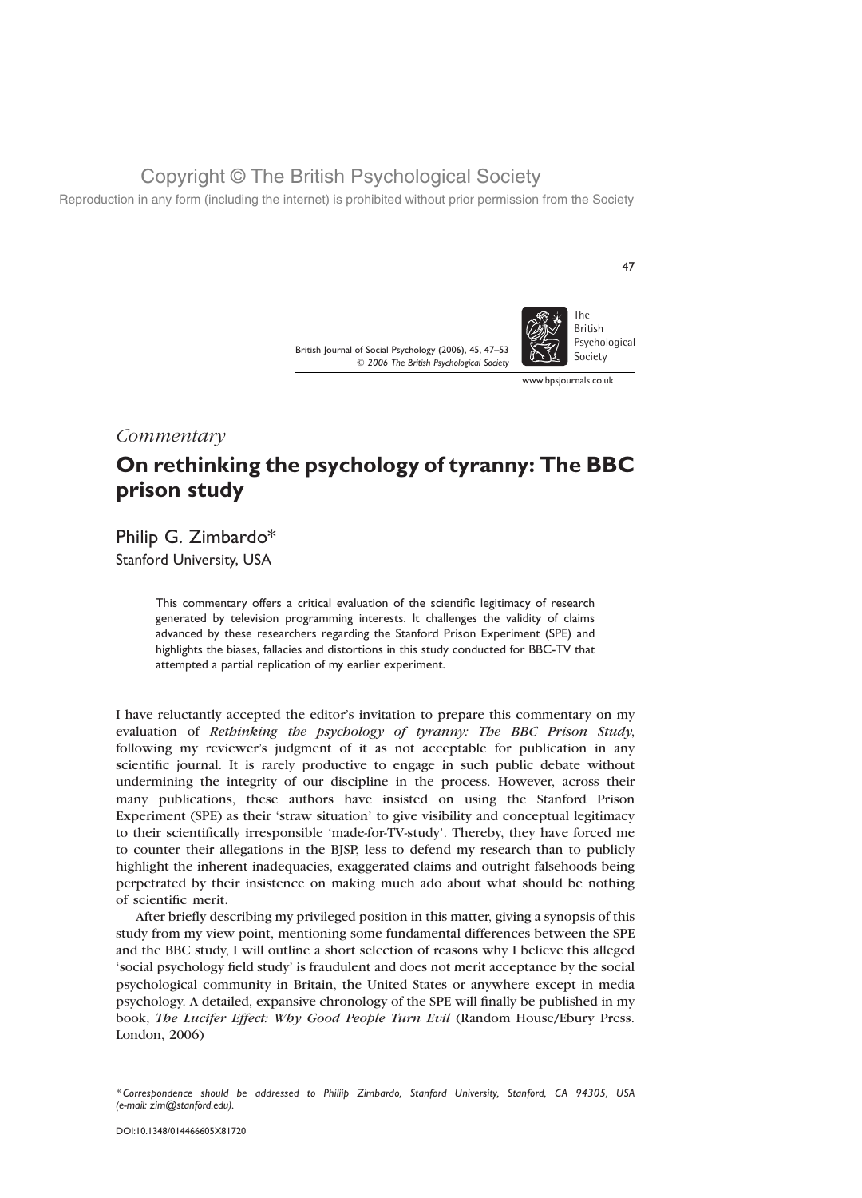Copyright © The British Psychological Society

Reproduction in any form (including the internet) is prohibited without prior permission from the Society

*Commentary*

# On rethinking the psychology of tyranny: The BBC prison study

Philip G. Zimbardo*

Stanford University, USA

> This commentary offers a critical evaluation of the scientific legitimacy of research generated by television programming interests. It challenges the validity of claims advanced by these researchers regarding the Stanford Prison Experiment (SPE) and highlights the biases, fallacies and distortions in this study conducted for BBC-TV that attempted a partial replication of my earlier experiment.

I have reluctantly accepted the editor's invitation to prepare this commentary on my evaluation of *Rethinking the psychology of tyranny: The BBC Prison Study*, following my reviewer's judgment of it as not acceptable for publication in any scientific journal. It is rarely productive to engage in such public debate without undermining the integrity of our discipline in the process. However, across their many publications, these authors have insisted on using the Stanford Prison Experiment (SPE) as their 'straw situation' to give visibility and conceptual legitimacy to their scientifically irresponsible 'made-for-TV-study'. Thereby, they have forced me to counter their allegations in the BJSP, less to defend my research than to publicly highlight the inherent inadequacies, exaggerated claims and outright falsehoods being perpetrated by their insistence on making much ado about what should be nothing of scientific merit.

After briefly describing my privileged position in this matter, giving a synopsis of this study from my view point, mentioning some fundamental differences between the SPE and the BBC study, I will outline a short selection of reasons why I believe this alleged 'social psychology field study' is fraudulent and does not merit acceptance by the social psychological community in Britain, the United States or anywhere except in media psychology. A detailed, expansive chronology of the SPE will finally be published in my book, *The Lucifer Effect: Why Good People Turn Evil* (Random House/Ebury Press. London, 2006)

*Correspondence should be addressed to Philip Zimbardo, Stanford University, Stanford, CA 94305, USA (e-mail: zim@stanford.edu).*

DOI:10.1348/014466605X81720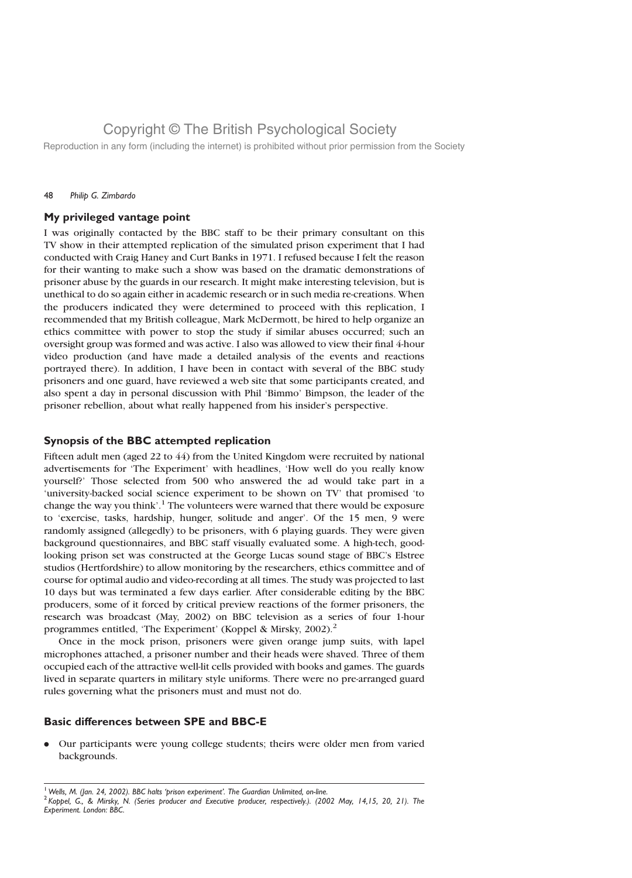## My privileged vantage point

I was originally contacted by the BBC staff to be their primary consultant on this TV show in their attempted replication of the simulated prison experiment that I had conducted with Craig Haney and Curt Banks in 1971. I refused because I felt the reason for their wanting to make such a show was based on the dramatic demonstrations of prisoner abuse by the guards in our research. It might make interesting television, but is unethical to do so again either in academic research or in such media re-creations. When the producers indicated they were determined to proceed with this replication, I recommended that my British colleague, Mark McDermott, be hired to help organize an ethics committee with power to stop the study if similar abuses occurred; such an oversight group was formed and was active. I also was allowed to view their final 4-hour video production (and have made a detailed analysis of the events and reactions portrayed there). In addition, I have been in contact with several of the BBC study prisoners and one guard, have reviewed a web site that some participants created, and also spent a day in personal discussion with Phil 'Bimmo' Bimpson, the leader of the prisoner rebellion, about what really happened from his insider's perspective.

## Synopsis of the BBC attempted replication

Fifteen adult men (aged 22 to 44) from the United Kingdom were recruited by national advertisements for 'The Experiment' with headlines, 'How well do you really know yourself?' Those selected from 500 who answered the ad would take part in a 'university-backed social science experiment to be shown on TV' that promised 'to change the way you think'.[1] The volunteers were warned that there would be exposure to 'exercise, tasks, hardship, hunger, solitude and anger'. Of the 15 men, 9 were randomly assigned (allegedly) to be prisoners, with 6 playing guards. They were given background questionnaires, and BBC staff visually evaluated some. A high-tech, good-looking prison set was constructed at the George Lucas sound stage of BBC's Elstree studios (Hertfordshire) to allow monitoring by the researchers, ethics committee and of course for optimal audio and video-recording at all times. The study was projected to last 10 days but was terminated a few days earlier. After considerable editing by the BBC producers, some of it forced by critical preview reactions of the former prisoners, the research was broadcast (May, 2002) on BBC television as a series of four 1-hour programmes entitled, 'The Experiment' (Koppel & Mirsky, 2002).[2]

Once in the mock prison, prisoners were given orange jump suits, with lapel microphones attached, a prisoner number and their heads were shaved. Three of them occupied each of the attractive well-lit cells provided with books and games. The guards lived in separate quarters in military style uniforms. There were no pre-arranged guard rules governing what the prisoners must and must not do.

## Basic differences between SPE and BBC-E

- Our participants were young college students; theirs were older men from varied backgrounds.

---

[1] *Wells, M. (Jan. 24, 2002). BBC halts 'prison experiment'. The Guardian Unlimited, on-line.*

[2] *Koppel, G., & Mirsky, N. (Series producer and Executive producer, respectively.). (2002 May, 14,15, 20, 21). The Experiment. London: BBC.*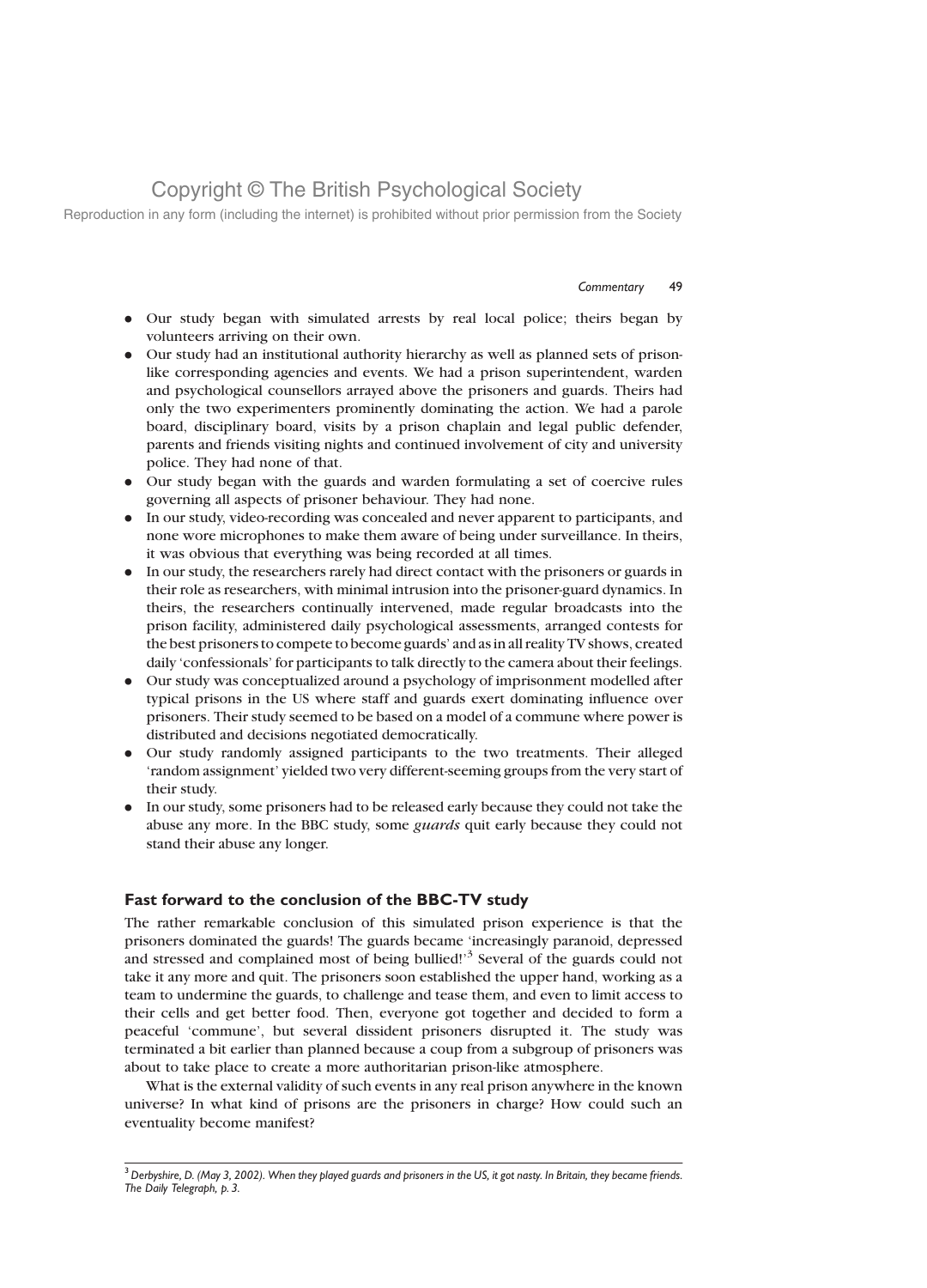- Our study began with simulated arrests by real local police; theirs began by volunteers arriving on their own.
- Our study had an institutional authority hierarchy as well as planned sets of prison-like corresponding agencies and events. We had a prison superintendent, warden and psychological counsellors arrayed above the prisoners and guards. Theirs had only the two experimenters prominently dominating the action. We had a parole board, disciplinary board, visits by a prison chaplain and legal public defender, parents and friends visiting nights and continued involvement of city and university police. They had none of that.
- Our study began with the guards and warden formulating a set of coercive rules governing all aspects of prisoner behaviour. They had none.
- In our study, video-recording was concealed and never apparent to participants, and none wore microphones to make them aware of being under surveillance. In theirs, it was obvious that everything was being recorded at all times.
- In our study, the researchers rarely had direct contact with the prisoners or guards in their role as researchers, with minimal intrusion into the prisoner-guard dynamics. In theirs, the researchers continually intervened, made regular broadcasts into the prison facility, administered daily psychological assessments, arranged contests for the best prisoners to compete to become guards' and as in all reality TV shows, created daily 'confessionals' for participants to talk directly to the camera about their feelings.
- Our study was conceptualized around a psychology of imprisonment modelled after typical prisons in the US where staff and guards exert dominating influence over prisoners. Their study seemed to be based on a model of a commune where power is distributed and decisions negotiated democratically.
- Our study randomly assigned participants to the two treatments. Their alleged 'random assignment' yielded two very different-seeming groups from the very start of their study.
- In our study, some prisoners had to be released early because they could not take the abuse any more. In the BBC study, some *guards* quit early because they could not stand their abuse any longer.

## Fast forward to the conclusion of the BBC-TV study

The rather remarkable conclusion of this simulated prison experience is that the prisoners dominated the guards! The guards became 'increasingly paranoid, depressed and stressed and complained most of being bullied!'[3] Several of the guards could not take it any more and quit. The prisoners soon established the upper hand, working as a team to undermine the guards, to challenge and tease them, and even to limit access to their cells and get better food. Then, everyone got together and decided to form a peaceful 'commune', but several dissident prisoners disrupted it. The study was terminated a bit earlier than planned because a coup from a subgroup of prisoners was about to take place to create a more authoritarian prison-like atmosphere.

What is the external validity of such events in any real prison anywhere in the known universe? In what kind of prisons are the prisoners in charge? How could such an eventuality become manifest?

[3] *Derbyshire, D. (May 3, 2002). When they played guards and prisoners in the US, it got nasty. In Britain, they became friends. The Daily Telegraph, p. 3.*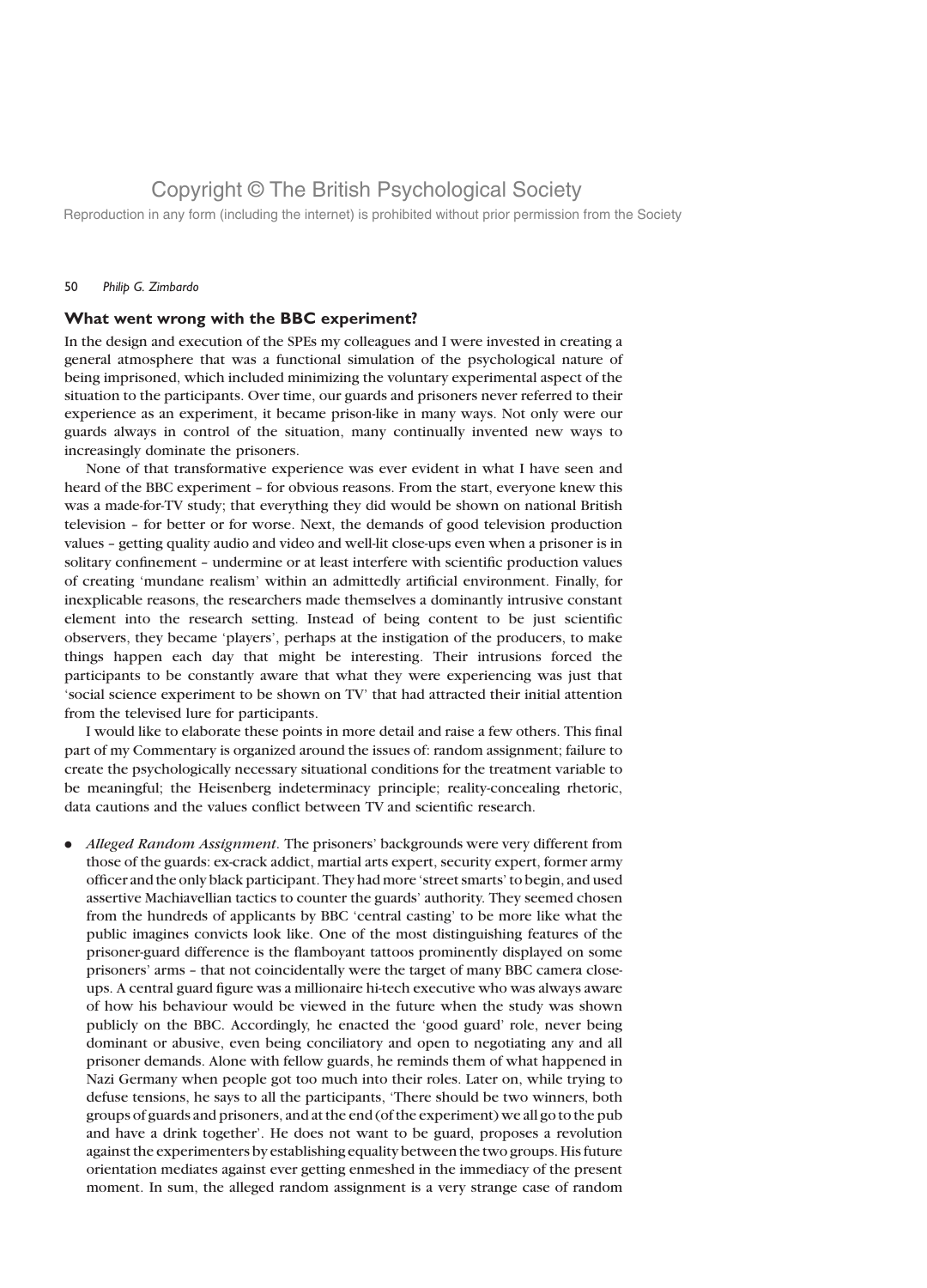## What went wrong with the BBC experiment?

In the design and execution of the SPEs my colleagues and I were invested in creating a general atmosphere that was a functional simulation of the psychological nature of being imprisoned, which included minimizing the voluntary experimental aspect of the situation to the participants. Over time, our guards and prisoners never referred to their experience as an experiment, it became prison-like in many ways. Not only were our guards always in control of the situation, many continually invented new ways to increasingly dominate the prisoners.

None of that transformative experience was ever evident in what I have seen and heard of the BBC experiment – for obvious reasons. From the start, everyone knew this was a made-for-TV study; that everything they did would be shown on national British television – for better or for worse. Next, the demands of good television production values – getting quality audio and video and well-lit close-ups even when a prisoner is in solitary confinement – undermine or at least interfere with scientific production values of creating 'mundane realism' within an admittedly artificial environment. Finally, for inexplicable reasons, the researchers made themselves a dominantly intrusive constant element into the research setting. Instead of being content to be just scientific observers, they became 'players', perhaps at the instigation of the producers, to make things happen each day that might be interesting. Their intrusions forced the participants to be constantly aware that what they were experiencing was just that 'social science experiment to be shown on TV' that had attracted their initial attention from the televised lure for participants.

I would like to elaborate these points in more detail and raise a few others. This final part of my Commentary is organized around the issues of: random assignment; failure to create the psychologically necessary situational conditions for the treatment variable to be meaningful; the Heisenberg indeterminacy principle; reality-concealing rhetoric, data cautions and the values conflict between TV and scientific research.

- *Alleged Random Assignment*. The prisoners' backgrounds were very different from those of the guards: ex-crack addict, martial arts expert, security expert, former army officer and the only black participant. They had more 'street smarts' to begin, and used assertive Machiavellian tactics to counter the guards' authority. They seemed chosen from the hundreds of applicants by BBC 'central casting' to be more like what the public imagines convicts look like. One of the most distinguishing features of the prisoner-guard difference is the flamboyant tattoos prominently displayed on some prisoners' arms – that not coincidentally were the target of many BBC camera close-ups. A central guard figure was a millionaire hi-tech executive who was always aware of how his behaviour would be viewed in the future when the study was shown publicly on the BBC. Accordingly, he enacted the 'good guard' role, never being dominant or abusive, even being conciliatory and open to negotiating any and all prisoner demands. Alone with fellow guards, he reminds them of what happened in Nazi Germany when people got too much into their roles. Later on, while trying to defuse tensions, he says to all the participants, 'There should be two winners, both groups of guards and prisoners, and at the end (of the experiment) we all go to the pub and have a drink together'. He does not want to be guard, proposes a revolution against the experimenters by establishing equality between the two groups. His future orientation mediates against ever getting enmeshed in the immediacy of the present moment. In sum, the alleged random assignment is a very strange case of random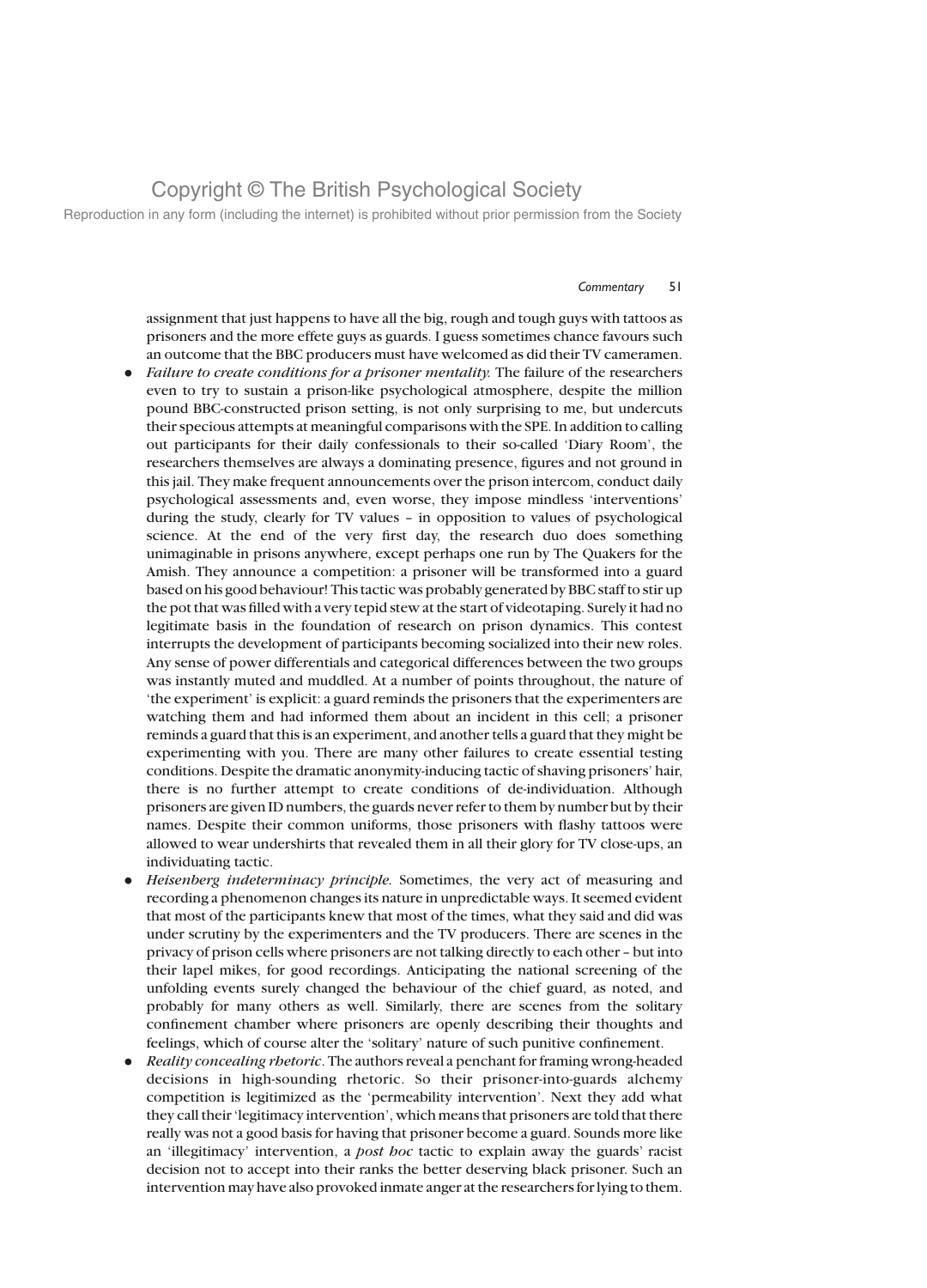assignment that just happens to have all the big, rough and tough guys with tattoos as prisoners and the more effete guys as guards. I guess sometimes chance favours such an outcome that the BBC producers must have welcomed as did their TV cameramen.

- *Failure to create conditions for a prisoner mentality.* The failure of the researchers even to try to sustain a prison-like psychological atmosphere, despite the million pound BBC-constructed prison setting, is not only surprising to me, but undercuts their specious attempts at meaningful comparisons with the SPE. In addition to calling out participants for their daily confessionals to their so-called 'Diary Room', the researchers themselves are always a dominating presence, figures and not ground in this jail. They make frequent announcements over the prison intercom, conduct daily psychological assessments and, even worse, they impose mindless 'interventions' during the study, clearly for TV values – in opposition to values of psychological science. At the end of the very first day, the research duo does something unimaginable in prisons anywhere, except perhaps one run by The Quakers for the Amish. They announce a competition: a prisoner will be transformed into a guard based on his good behaviour! This tactic was probably generated by BBC staff to stir up the pot that was filled with a very tepid stew at the start of videotaping. Surely it had no legitimate basis in the foundation of research on prison dynamics. This contest interrupts the development of participants becoming socialized into their new roles. Any sense of power differentials and categorical differences between the two groups was instantly muted and muddled. At a number of points throughout, the nature of 'the experiment' is explicit: a guard reminds the prisoners that the experimenters are watching them and had informed them about an incident in this cell; a prisoner reminds a guard that this is an experiment, and another tells a guard that they might be experimenting with you. There are many other failures to create essential testing conditions. Despite the dramatic anonymity-inducing tactic of shaving prisoners' hair, there is no further attempt to create conditions of de-individuation. Although prisoners are given ID numbers, the guards never refer to them by number but by their names. Despite their common uniforms, those prisoners with flashy tattoos were allowed to wear undershirts that revealed them in all their glory for TV close-ups, an individuating tactic.
- *Heisenberg indeterminacy principle.* Sometimes, the very act of measuring and recording a phenomenon changes its nature in unpredictable ways. It seemed evident that most of the participants knew that most of the times, what they said and did was under scrutiny by the experimenters and the TV producers. There are scenes in the privacy of prison cells where prisoners are not talking directly to each other – but into their lapel mikes, for good recordings. Anticipating the national screening of the unfolding events surely changed the behaviour of the chief guard, as noted, and probably for many others as well. Similarly, there are scenes from the solitary confinement chamber where prisoners are openly describing their thoughts and feelings, which of course alter the 'solitary' nature of such punitive confinement.
- *Reality concealing rhetoric.* The authors reveal a penchant for framing wrong-headed decisions in high-sounding rhetoric. So their prisoner-into-guards alchemy competition is legitimized as the 'permeability intervention'. Next they add what they call their 'legitimacy intervention', which means that prisoners are told that there really was not a good basis for having that prisoner become a guard. Sounds more like an 'illegitimacy' intervention, a *post hoc* tactic to explain away the guards' racist decision not to accept into their ranks the better deserving black prisoner. Such an intervention may have also provoked inmate anger at the researchers for lying to them.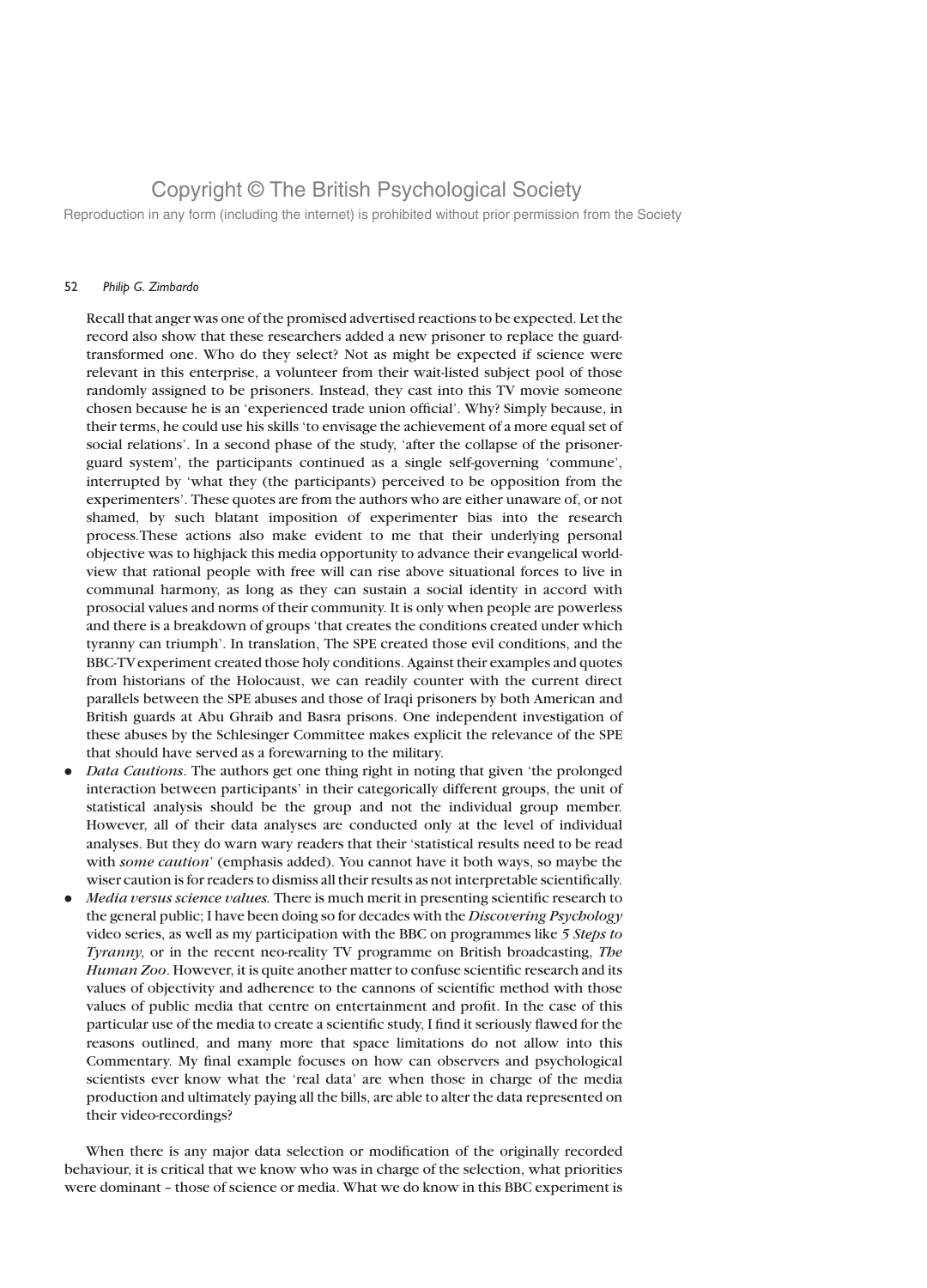Recall that anger was one of the promised advertised reactions to be expected. Let the record also show that these researchers added a new prisoner to replace the guard-transformed one. Who do they select? Not as might be expected if science were relevant in this enterprise, a volunteer from their wait-listed subject pool of those randomly assigned to be prisoners. Instead, they cast into this TV movie someone chosen because he is an 'experienced trade union official'. Why? Simply because, in their terms, he could use his skills 'to envisage the achievement of a more equal set of social relations'. In a second phase of the study, 'after the collapse of the prisoner-guard system', the participants continued as a single self-governing 'commune', interrupted by 'what they (the participants) perceived to be opposition from the experimenters'. These quotes are from the authors who are either unaware of, or not shamed, by such blatant imposition of experimenter bias into the research process.These actions also make evident to me that their underlying personal objective was to highjack this media opportunity to advance their evangelical world-view that rational people with free will can rise above situational forces to live in communal harmony, as long as they can sustain a social identity in accord with prosocial values and norms of their community. It is only when people are powerless and there is a breakdown of groups 'that creates the conditions created under which tyranny can triumph'. In translation, The SPE created those evil conditions, and the BBC-TV experiment created those holy conditions. Against their examples and quotes from historians of the Holocaust, we can readily counter with the current direct parallels between the SPE abuses and those of Iraqi prisoners by both American and British guards at Abu Ghraib and Basra prisons. One independent investigation of these abuses by the Schlesinger Committee makes explicit the relevance of the SPE that should have served as a forewarning to the military.

- *Data Cautions*. The authors get one thing right in noting that given 'the prolonged interaction between participants' in their categorically different groups, the unit of statistical analysis should be the group and not the individual group member. However, all of their data analyses are conducted only at the level of individual analyses. But they do warn wary readers that their 'statistical results need to be read with *some caution*' (emphasis added). You cannot have it both ways, so maybe the wiser caution is for readers to dismiss all their results as not interpretable scientifically.
- *Media versus science values.* There is much merit in presenting scientific research to the general public; I have been doing so for decades with the *Discovering Psychology* video series, as well as my participation with the BBC on programmes like *5 Steps to Tyranny*, or in the recent neo-reality TV programme on British broadcasting, *The Human Zoo*. However, it is quite another matter to confuse scientific research and its values of objectivity and adherence to the cannons of scientific method with those values of public media that centre on entertainment and profit. In the case of this particular use of the media to create a scientific study, I find it seriously flawed for the reasons outlined, and many more that space limitations do not allow into this Commentary. My final example focuses on how can observers and psychological scientists ever know what the 'real data' are when those in charge of the media production and ultimately paying all the bills, are able to alter the data represented on their video-recordings?

When there is any major data selection or modification of the originally recorded behaviour, it is critical that we know who was in charge of the selection, what priorities were dominant – those of science or media. What we do know in this BBC experiment is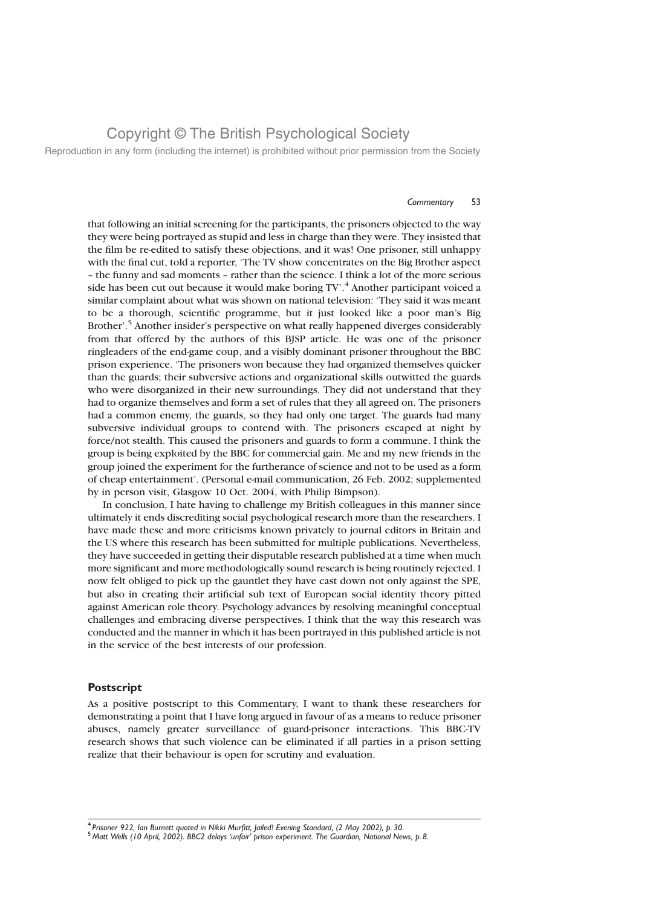that following an initial screening for the participants, the prisoners objected to the way they were being portrayed as stupid and less in charge than they were. They insisted that the film be re-edited to satisfy these objections, and it was! One prisoner, still unhappy with the final cut, told a reporter, 'The TV show concentrates on the Big Brother aspect – the funny and sad moments – rather than the science. I think a lot of the more serious side has been cut out because it would make boring TV'.[4] Another participant voiced a similar complaint about what was shown on national television: 'They said it was meant to be a thorough, scientific programme, but it just looked like a poor man's Big Brother'.[5] Another insider's perspective on what really happened diverges considerably from that offered by the authors of this BJSP article. He was one of the prisoner ringleaders of the end-game coup, and a visibly dominant prisoner throughout the BBC prison experience. 'The prisoners won because they had organized themselves quicker than the guards; their subversive actions and organizational skills outwitted the guards who were disorganized in their new surroundings. They did not understand that they had to organize themselves and form a set of rules that they all agreed on. The prisoners had a common enemy, the guards, so they had only one target. The guards had many subversive individual groups to contend with. The prisoners escaped at night by force/not stealth. This caused the prisoners and guards to form a commune. I think the group is being exploited by the BBC for commercial gain. Me and my new friends in the group joined the experiment for the furtherance of science and not to be used as a form of cheap entertainment'. (Personal e-mail communication, 26 Feb. 2002; supplemented by in person visit, Glasgow 10 Oct. 2004, with Philip Bimpson).

In conclusion, I hate having to challenge my British colleagues in this manner since ultimately it ends discrediting social psychological research more than the researchers. I have made these and more criticisms known privately to journal editors in Britain and the US where this research has been submitted for multiple publications. Nevertheless, they have succeeded in getting their disputable research published at a time when much more significant and more methodologically sound research is being routinely rejected. I now felt obliged to pick up the gauntlet they have cast down not only against the SPE, but also in creating their artificial sub text of European social identity theory pitted against American role theory. Psychology advances by resolving meaningful conceptual challenges and embracing diverse perspectives. I think that the way this research was conducted and the manner in which it has been portrayed in this published article is not in the service of the best interests of our profession.

## Postscript

As a positive postscript to this Commentary, I want to thank these researchers for demonstrating a point that I have long argued in favour of as a means to reduce prisoner abuses, namely greater surveillance of guard-prisoner interactions. This BBC-TV research shows that such violence can be eliminated if all parties in a prison setting realize that their behaviour is open for scrutiny and evaluation.

---

[4] *Prisoner 922, Ian Burnett quoted in Nikki Murfitt, Jailed! Evening Standard, (2 May 2002), p. 30.*

[5] *Matt Wells (10 April, 2002). BBC2 delays 'unfair' prison experiment. The Guardian, National News, p. 8.*